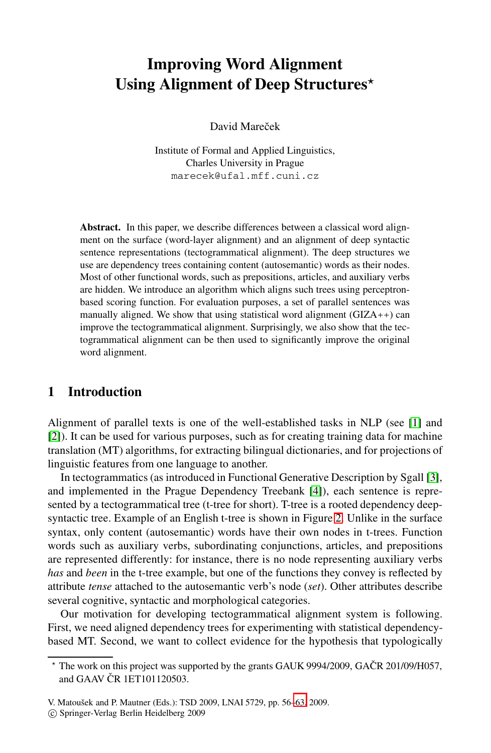# Improving Word Alignment Using Alignment of Deep Structures*

David Mareček

Institute of Formal and Applied Linguistics,
Charles University in Prague
marecek@ufal.mff.cuni.cz

**Abstract.** In this paper, we describe differences between a classical word alignment on the surface (word-layer alignment) and an alignment of deep syntactic sentence representations (tectogrammatical alignment). The deep structures we use are dependency trees containing content (autosemantic) words as their nodes. Most of other functional words, such as prepositions, articles, and auxiliary verbs are hidden. We introduce an algorithm which aligns such trees using perceptron-based scoring function. For evaluation purposes, a set of parallel sentences was manually aligned. We show that using statistical word alignment (GIZA++) can improve the tectogrammatical alignment. Surprisingly, we also show that the tectogrammatical alignment can be then used to significantly improve the original word alignment.

## 1 Introduction

Alignment of parallel texts is one of the well-established tasks in NLP (see [1] and [2]). It can be used for various purposes, such as for creating training data for machine translation (MT) algorithms, for extracting bilingual dictionaries, and for projections of linguistic features from one language to another.

In tectogrammatics (as introduced in Functional Generative Description by Sgall [3], and implemented in the Prague Dependency Treebank [4]), each sentence is represented by a tectogrammatical tree (t-tree for short). T-tree is a rooted dependency deep-syntactic tree. Example of an English t-tree is shown in Figure 2. Unlike in the surface syntax, only content (autosemantic) words have their own nodes in t-trees. Function words such as auxiliary verbs, subordinating conjunctions, articles, and prepositions are represented differently: for instance, there is no node representing auxiliary verbs *has* and *been* in the t-tree example, but one of the functions they convey is reflected by attribute *tense* attached to the autosemantic verb's node (*set*). Other attributes describe several cognitive, syntactic and morphological categories.

Our motivation for developing tectogrammatical alignment system is following. First, we need aligned dependency trees for experimenting with statistical dependency-based MT. Second, we want to collect evidence for the hypothesis that typologically

---

* The work on this project was supported by the grants GAUK 9994/2009, GAČR 201/09/H057, and GAAV ČR 1ET101120503.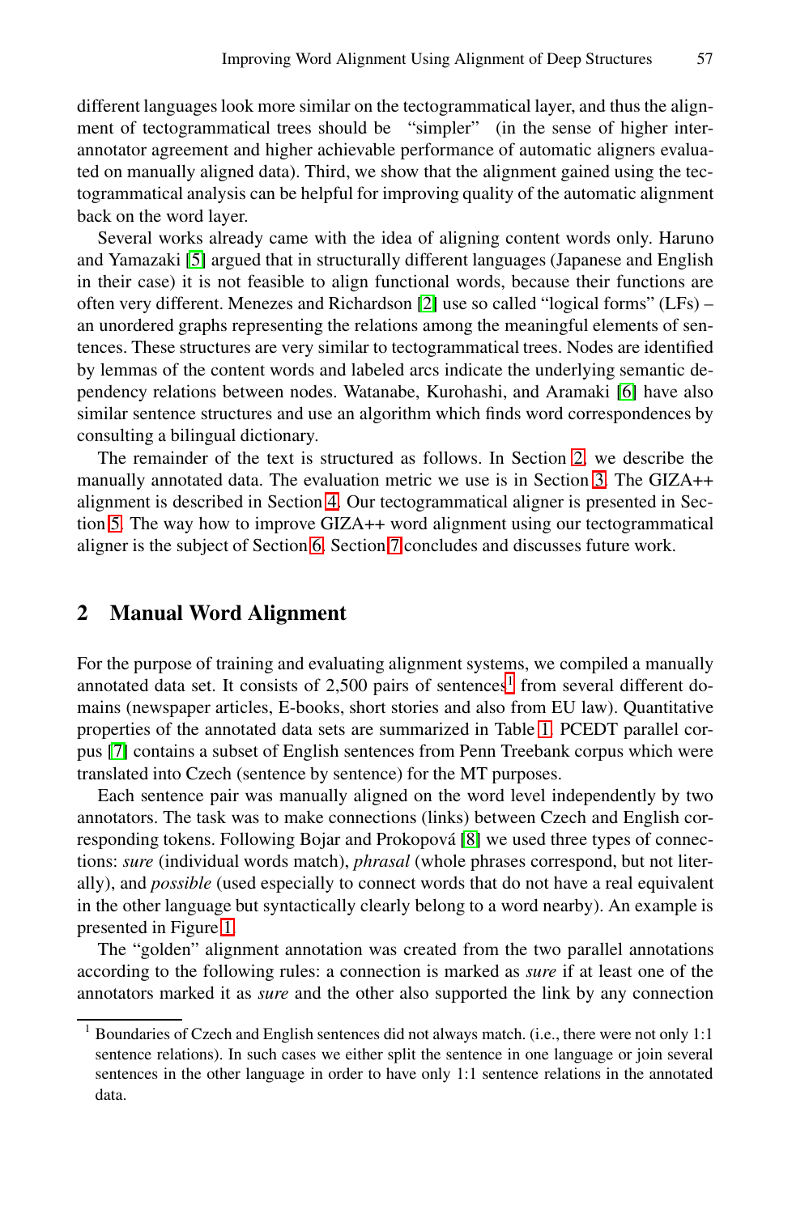different languages look more similar on the tectogrammatical layer, and thus the alignment of tectogrammatical trees should be "simpler" (in the sense of higher inter-annotator agreement and higher achievable performance of automatic aligners evaluated on manually aligned data). Third, we show that the alignment gained using the tectogrammatical analysis can be helpful for improving quality of the automatic alignment back on the word layer.

Several works already came with the idea of aligning content words only. Haruno and Yamazaki [5] argued that in structurally different languages (Japanese and English in their case) it is not feasible to align functional words, because their functions are often very different. Menezes and Richardson [2] use so called "logical forms" (LFs) – an unordered graphs representing the relations among the meaningful elements of sentences. These structures are very similar to tectogrammatical trees. Nodes are identified by lemmas of the content words and labeled arcs indicate the underlying semantic dependency relations between nodes. Watanabe, Kurohashi, and Aramaki [6] have also similar sentence structures and use an algorithm which finds word correspondences by consulting a bilingual dictionary.

The remainder of the text is structured as follows. In Section 2, we describe the manually annotated data. The evaluation metric we use is in Section 3. The GIZA++ alignment is described in Section 4. Our tectogrammatical aligner is presented in Section 5. The way how to improve GIZA++ word alignment using our tectogrammatical aligner is the subject of Section 6. Section 7 concludes and discusses future work.

## 2 Manual Word Alignment

For the purpose of training and evaluating alignment systems, we compiled a manually annotated data set. It consists of 2,500 pairs of sentences[1] from several different domains (newspaper articles, E-books, short stories and also from EU law). Quantitative properties of the annotated data sets are summarized in Table 1. PCEDT parallel corpus [7] contains a subset of English sentences from Penn Treebank corpus which were translated into Czech (sentence by sentence) for the MT purposes.

Each sentence pair was manually aligned on the word level independently by two annotators. The task was to make connections (links) between Czech and English corresponding tokens. Following Bojar and Prokopová [8] we used three types of connections: *sure* (individual words match), *phrasal* (whole phrases correspond, but not literally), and *possible* (used especially to connect words that do not have a real equivalent in the other language but syntactically clearly belong to a word nearby). An example is presented in Figure 1.

The "golden" alignment annotation was created from the two parallel annotations according to the following rules: a connection is marked as *sure* if at least one of the annotators marked it as *sure* and the other also supported the link by any connection

[1] Boundaries of Czech and English sentences did not always match. (i.e., there were not only 1:1 sentence relations). In such cases we either split the sentence in one language or join several sentences in the other language in order to have only 1:1 sentence relations in the annotated data.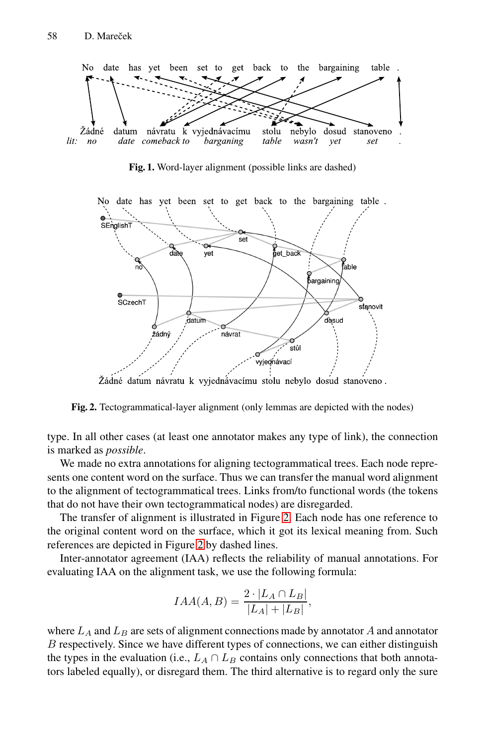**Fig. 1.** Word-layer alignment (possible links are dashed)

**Fig. 2.** Tectogrammatical-layer alignment (only lemmas are depicted with the nodes)

type. In all other cases (at least one annotator makes any type of link), the connection is marked as *possible*.

We made no extra annotations for aligning tectogrammatical trees. Each node represents one content word on the surface. Thus we can transfer the manual word alignment to the alignment of tectogrammatical trees. Links from/to functional words (the tokens that do not have their own tectogrammatical nodes) are disregarded.

The transfer of alignment is illustrated in Figure 2. Each node has one reference to the original content word on the surface, which it got its lexical meaning from. Such references are depicted in Figure 2 by dashed lines.

Inter-annotator agreement (IAA) reflects the reliability of manual annotations. For evaluating IAA on the alignment task, we use the following formula:

$$IAA(A, B) = \frac{2 \cdot |L_A \cap L_B|}{|L_A| + |L_B|},$$

where $L_A$ and $L_B$ are sets of alignment connections made by annotator $A$ and annotator $B$ respectively. Since we have different types of connections, we can either distinguish the types in the evaluation (i.e., $L_A \cap L_B$ contains only connections that both annotators labeled equally), or disregard them. The third alternative is to regard only the sure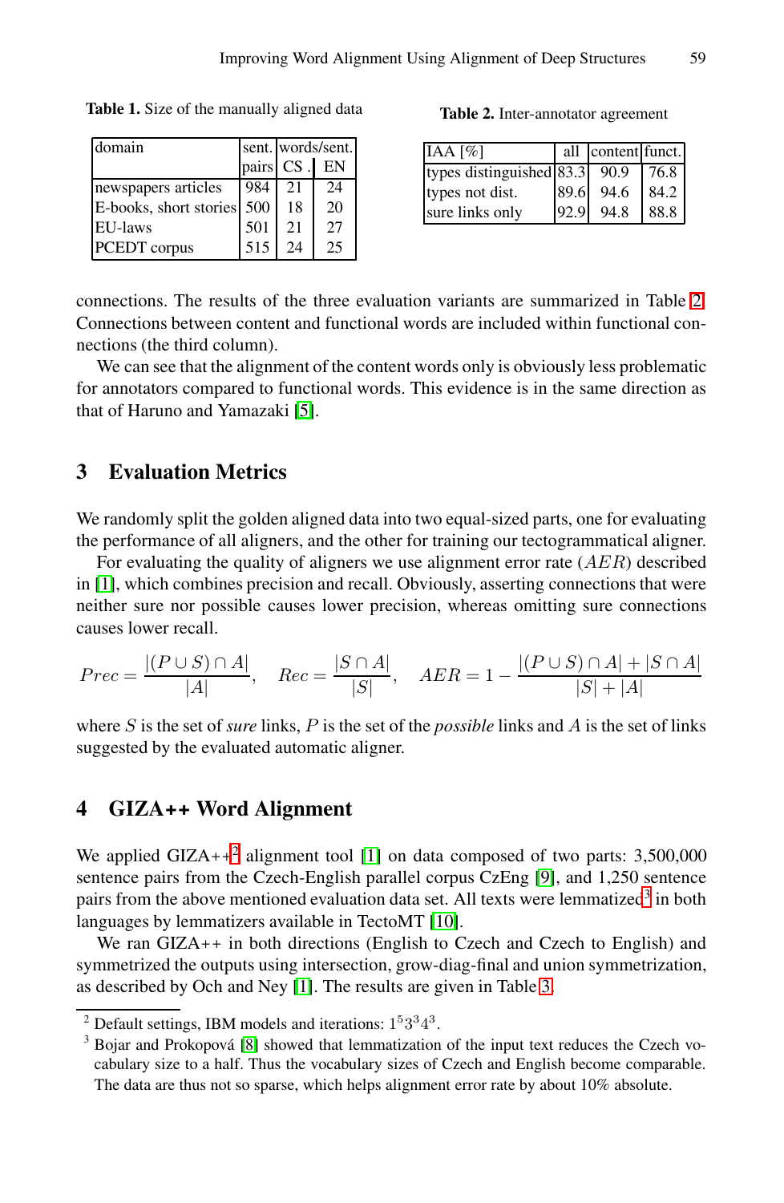**Table 1.** Size of the manually aligned data

| domain | sent. pairs | words/sent. CS | words/sent. EN |
|---|---|---|---|
| newspapers articles | 984 | 21 | 24 |
| E-books, short stories | 500 | 18 | 20 |
| EU-laws | 501 | 21 | 27 |
| PCEDT corpus | 515 | 24 | 25 |

**Table 2.** Inter-annotator agreement

| IAA [%] | all | content | funct. |
|---|---|---|---|
| types distinguished | 83.3 | 90.9 | 76.8 |
| types not dist. | 89.6 | 94.6 | 84.2 |
| sure links only | 92.9 | 94.8 | 88.8 |

connections. The results of the three evaluation variants are summarized in Table 2. Connections between content and functional words are included within functional connections (the third column).

We can see that the alignment of the content words only is obviously less problematic for annotators compared to functional words. This evidence is in the same direction as that of Haruno and Yamazaki [5].

## 3 Evaluation Metrics

We randomly split the golden aligned data into two equal-sized parts, one for evaluating the performance of all aligners, and the other for training our tectogrammatical aligner.

For evaluating the quality of aligners we use alignment error rate ($AER$) described in [1], which combines precision and recall. Obviously, asserting connections that were neither sure nor possible causes lower precision, whereas omitting sure connections causes lower recall.

$$Prec = \frac{|(P \cup S) \cap A|}{|A|}, \quad Rec = \frac{|S \cap A|}{|S|}, \quad AER = 1 - \frac{|(P \cup S) \cap A| + |S \cap A|}{|S| + |A|}$$

where $S$ is the set of *sure* links, $P$ is the set of the *possible* links and $A$ is the set of links suggested by the evaluated automatic aligner.

## 4 GIZA++ Word Alignment

We applied GIZA++[2] alignment tool [1] on data composed of two parts: 3,500,000 sentence pairs from the Czech-English parallel corpus CzEng [9], and 1,250 sentence pairs from the above mentioned evaluation data set. All texts were lemmatized[3] in both languages by lemmatizers available in TectoMT [10].

We ran GIZA++ in both directions (English to Czech and Czech to English) and symmetrized the outputs using intersection, grow-diag-final and union symmetrization, as described by Och and Ney [1]. The results are given in Table 3.

---

[2] Default settings, IBM models and iterations: $1^5 3^3 4^3$.

[3] Bojar and Prokopová [8] showed that lemmatization of the input text reduces the Czech vocabulary size to a half. Thus the vocabulary sizes of Czech and English become comparable. The data are thus not so sparse, which helps alignment error rate by about 10% absolute.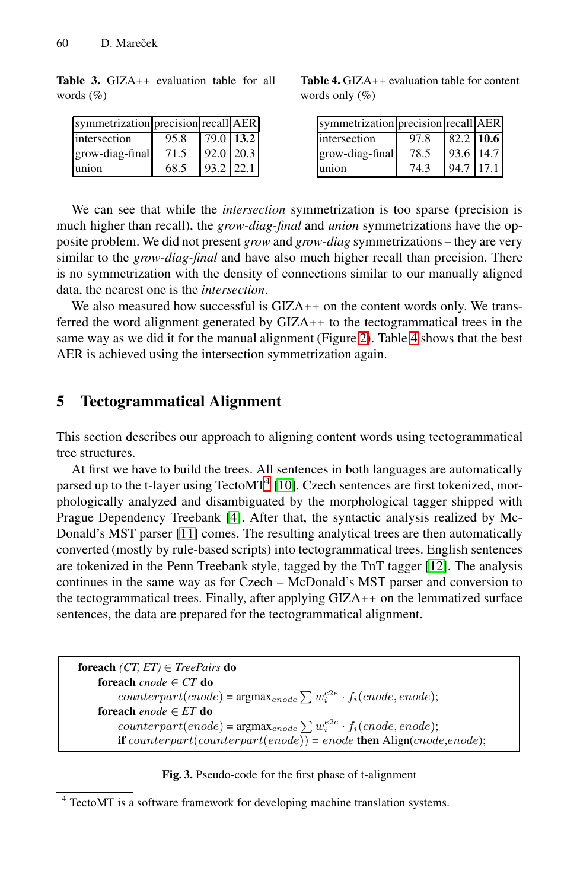**Table 3.** GIZA++ evaluation table for all words (%)

| symmetrization | precision | recall | AER |
|---|---|---|---|
| intersection | 95.8 | 79.0 | **13.2** |
| grow-diag-final | 71.5 | 92.0 | 20.3 |
| union | 68.5 | 93.2 | 22.1 |

**Table 4.** GIZA++ evaluation table for content words only (%)

| symmetrization | precision | recall | AER |
|---|---|---|---|
| intersection | 97.8 | 82.2 | **10.6** |
| grow-diag-final | 78.5 | 93.6 | 14.7 |
| union | 74.3 | 94.7 | 17.1 |

We can see that while the *intersection* symmetrization is too sparse (precision is much higher than recall), the *grow-diag-final* and *union* symmetrizations have the opposite problem. We did not present *grow* and *grow-diag* symmetrizations – they are very similar to the *grow-diag-final* and have also much higher recall than precision. There is no symmetrization with the density of connections similar to our manually aligned data, the nearest one is the *intersection*.

We also measured how successful is GIZA++ on the content words only. We transferred the word alignment generated by GIZA++ to the tectogrammatical trees in the same way as we did it for the manual alignment (Figure 2). Table 4 shows that the best AER is achieved using the intersection symmetrization again.

## 5 Tectogrammatical Alignment

This section describes our approach to aligning content words using tectogrammatical tree structures.

At first we have to build the trees. All sentences in both languages are automatically parsed up to the t-layer using TectoMT[4] [10]. Czech sentences are first tokenized, morphologically analyzed and disambiguated by the morphological tagger shipped with Prague Dependency Treebank [4]. After that, the syntactic analysis realized by McDonald's MST parser [11] comes. The resulting analytical trees are then automatically converted (mostly by rule-based scripts) into tectogrammatical trees. English sentences are tokenized in the Penn Treebank style, tagged by the TnT tagger [12]. The analysis continues in the same way as for Czech – McDonald's MST parser and conversion to the tectogrammatical trees. Finally, after applying GIZA++ on the lemmatized surface sentences, the data are prepared for the tectogrammatical alignment.

**foreach** *(CT, ET)* $\in$ *TreePairs* **do**
  **foreach** *cnode* $\in$ *CT* **do**
    $counterpart(cnode) = \text{argmax}_{enode} \sum w_i^{c2e} \cdot f_i(cnode, enode)$;
  **foreach** *enode* $\in$ *ET* **do**
    $counterpart(enode) = \text{argmax}_{cnode} \sum w_i^{e2c} \cdot f_i(cnode, enode)$;
    **if** $counterpart(counterpart(enode)) = enode$ **then** Align($cnode$,$enode$);

**Fig. 3.** Pseudo-code for the first phase of t-alignment

[4] TectoMT is a software framework for developing machine translation systems.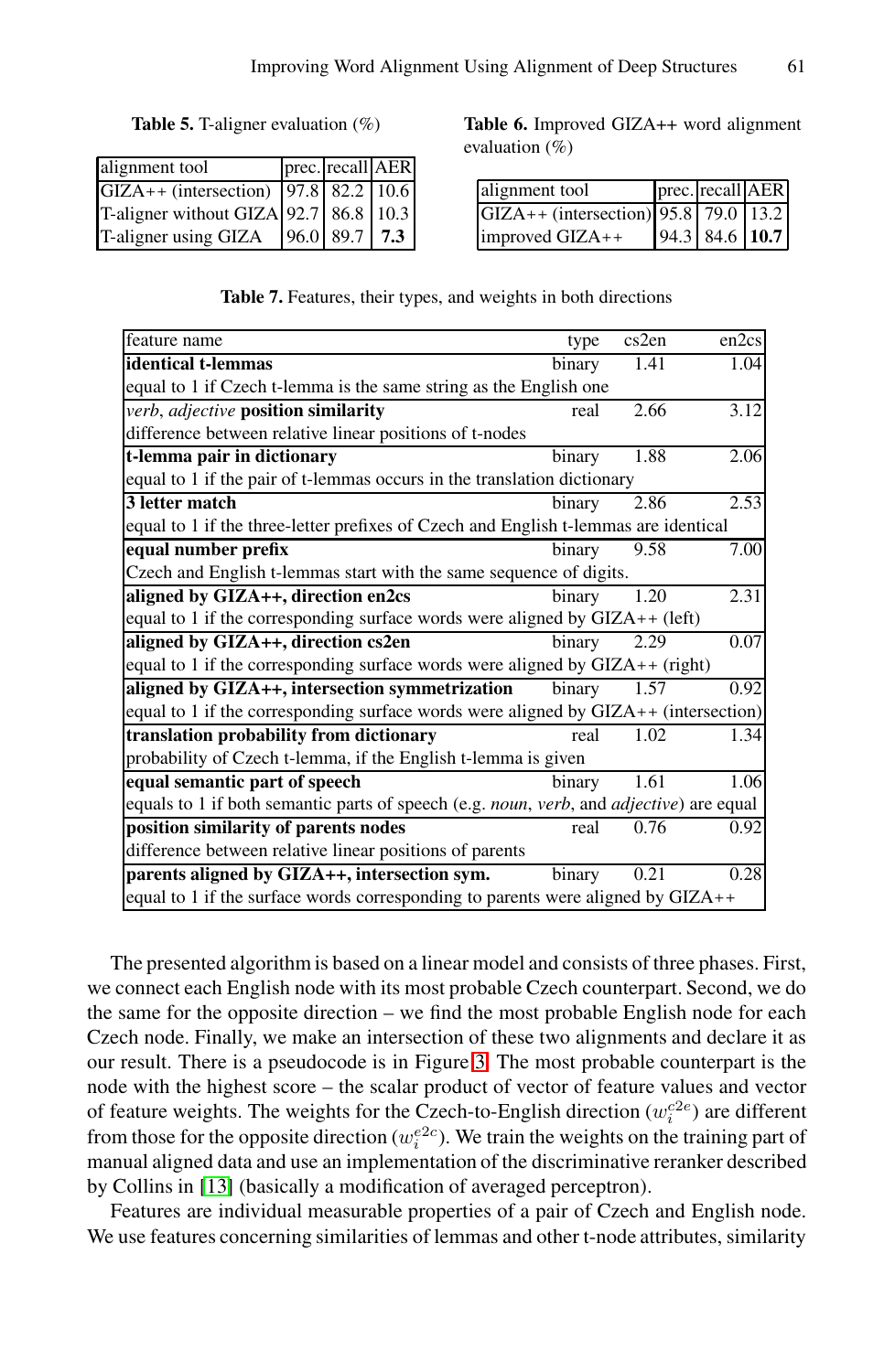**Table 5.** T-aligner evaluation (%)

| alignment tool | prec. | recall | AER |
|---|---|---|---|
| GIZA++ (intersection) | 97.8 | 82.2 | 10.6 |
| T-aligner without GIZA | 92.7 | 86.8 | 10.3 |
| T-aligner using GIZA | 96.0 | 89.7 | **7.3** |

**Table 6.** Improved GIZA++ word alignment evaluation (%)

| alignment tool | prec. | recall | AER |
|---|---|---|---|
| GIZA++ (intersection) | 95.8 | 79.0 | 13.2 |
| improved GIZA++ | 94.3 | 84.6 | **10.7** |

**Table 7.** Features, their types, and weights in both directions

| feature name | type | cs2en | en2cs |
|---|---|---|---|
| **identical t-lemmas** | binary | 1.41 | 1.04 |
| equal to 1 if Czech t-lemma is the same string as the English one | | | |
| *verb*, *adjective* **position similarity** | real | 2.66 | 3.12 |
| difference between relative linear positions of t-nodes | | | |
| **t-lemma pair in dictionary** | binary | 1.88 | 2.06 |
| equal to 1 if the pair of t-lemmas occurs in the translation dictionary | | | |
| **3 letter match** | binary | 2.86 | 2.53 |
| equal to 1 if the three-letter prefixes of Czech and English t-lemmas are identical | | | |
| **equal number prefix** | binary | 9.58 | 7.00 |
| Czech and English t-lemmas start with the same sequence of digits. | | | |
| **aligned by GIZA++, direction en2cs** | binary | 1.20 | 2.31 |
| equal to 1 if the corresponding surface words were aligned by GIZA++ (left) | | | |
| **aligned by GIZA++, direction cs2en** | binary | 2.29 | 0.07 |
| equal to 1 if the corresponding surface words were aligned by GIZA++ (right) | | | |
| **aligned by GIZA++, intersection symmetrization** | binary | 1.57 | 0.92 |
| equal to 1 if the corresponding surface words were aligned by GIZA++ (intersection) | | | |
| **translation probability from dictionary** | real | 1.02 | 1.34 |
| probability of Czech t-lemma, if the English t-lemma is given | | | |
| **equal semantic part of speech** | binary | 1.61 | 1.06 |
| equals to 1 if both semantic parts of speech (e.g. *noun*, *verb*, and *adjective*) are equal | | | |
| **position similarity of parents nodes** | real | 0.76 | 0.92 |
| difference between relative linear positions of parents | | | |
| **parents aligned by GIZA++, intersection sym.** | binary | 0.21 | 0.28 |
| equal to 1 if the surface words corresponding to parents were aligned by GIZA++ | | | |

The presented algorithm is based on a linear model and consists of three phases. First, we connect each English node with its most probable Czech counterpart. Second, we do the same for the opposite direction – we find the most probable English node for each Czech node. Finally, we make an intersection of these two alignments and declare it as our result. There is a pseudocode is in Figure 3. The most probable counterpart is the node with the highest score – the scalar product of vector of feature values and vector of feature weights. The weights for the Czech-to-English direction ($w_i^{c2e}$) are different from those for the opposite direction ($w_i^{e2c}$). We train the weights on the training part of manual aligned data and use an implementation of the discriminative reranker described by Collins in [13] (basically a modification of averaged perceptron).

Features are individual measurable properties of a pair of Czech and English node. We use features concerning similarities of lemmas and other t-node attributes, similarity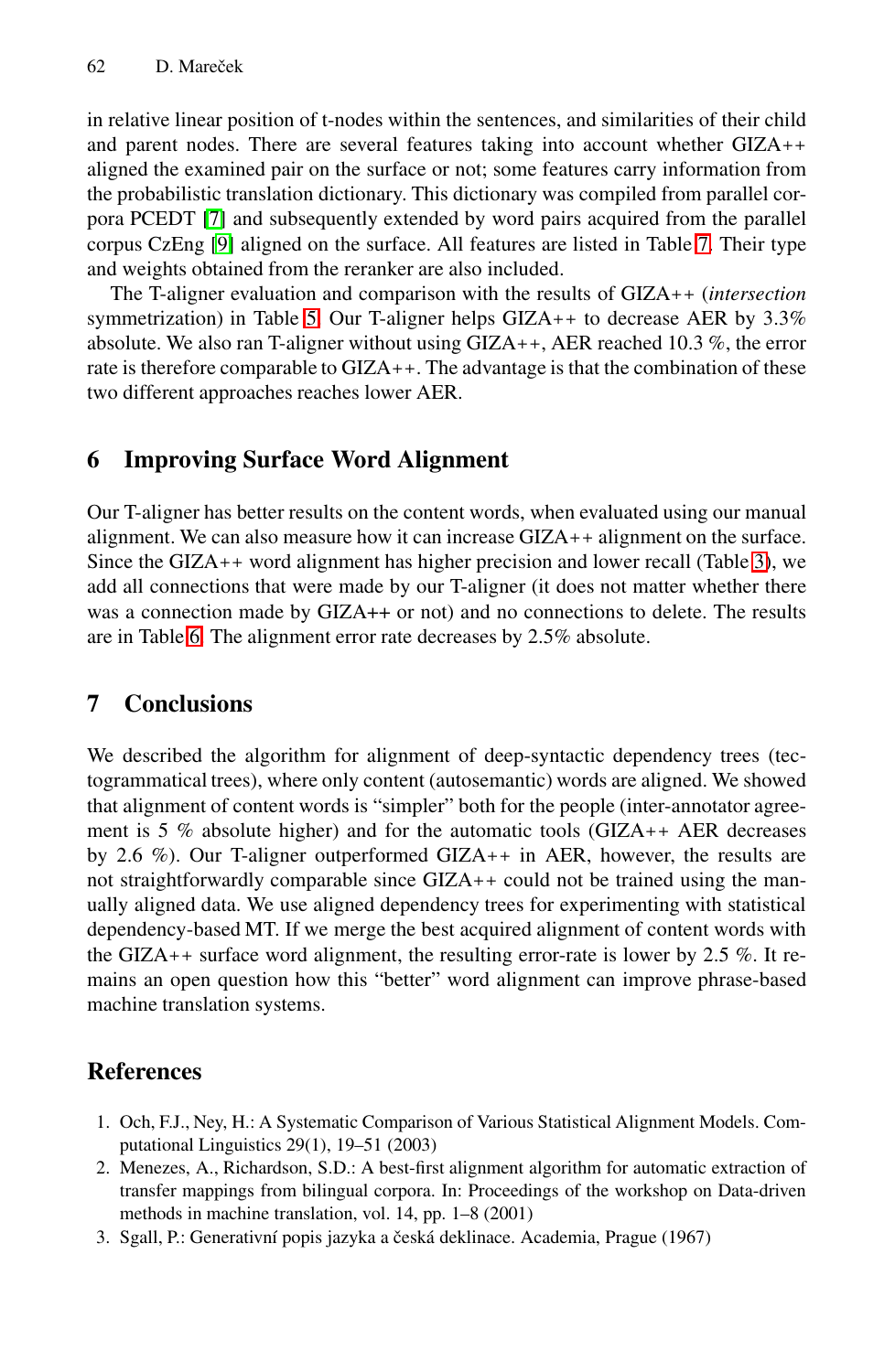in relative linear position of t-nodes within the sentences, and similarities of their child and parent nodes. There are several features taking into account whether GIZA++ aligned the examined pair on the surface or not; some features carry information from the probabilistic translation dictionary. This dictionary was compiled from parallel corpora PCEDT [7] and subsequently extended by word pairs acquired from the parallel corpus CzEng [9] aligned on the surface. All features are listed in Table 7. Their type and weights obtained from the reranker are also included.

The T-aligner evaluation and comparison with the results of GIZA++ (*intersection* symmetrization) in Table 5. Our T-aligner helps GIZA++ to decrease AER by 3.3% absolute. We also ran T-aligner without using GIZA++, AER reached 10.3 %, the error rate is therefore comparable to GIZA++. The advantage is that the combination of these two different approaches reaches lower AER.

## 6 Improving Surface Word Alignment

Our T-aligner has better results on the content words, when evaluated using our manual alignment. We can also measure how it can increase GIZA++ alignment on the surface. Since the GIZA++ word alignment has higher precision and lower recall (Table 3), we add all connections that were made by our T-aligner (it does not matter whether there was a connection made by GIZA++ or not) and no connections to delete. The results are in Table 6. The alignment error rate decreases by 2.5% absolute.

## 7 Conclusions

We described the algorithm for alignment of deep-syntactic dependency trees (tectogrammatical trees), where only content (autosemantic) words are aligned. We showed that alignment of content words is "simpler" both for the people (inter-annotator agreement is 5 % absolute higher) and for the automatic tools (GIZA++ AER decreases by 2.6 %). Our T-aligner outperformed GIZA++ in AER, however, the results are not straightforwardly comparable since GIZA++ could not be trained using the manually aligned data. We use aligned dependency trees for experimenting with statistical dependency-based MT. If we merge the best acquired alignment of content words with the GIZA++ surface word alignment, the resulting error-rate is lower by 2.5 %. It remains an open question how this "better" word alignment can improve phrase-based machine translation systems.

## References

1. Och, F.J., Ney, H.: A Systematic Comparison of Various Statistical Alignment Models. Computational Linguistics 29(1), 19–51 (2003)
2. Menezes, A., Richardson, S.D.: A best-first alignment algorithm for automatic extraction of transfer mappings from bilingual corpora. In: Proceedings of the workshop on Data-driven methods in machine translation, vol. 14, pp. 1–8 (2001)
3. Sgall, P.: Generativní popis jazyka a česká deklinace. Academia, Prague (1967)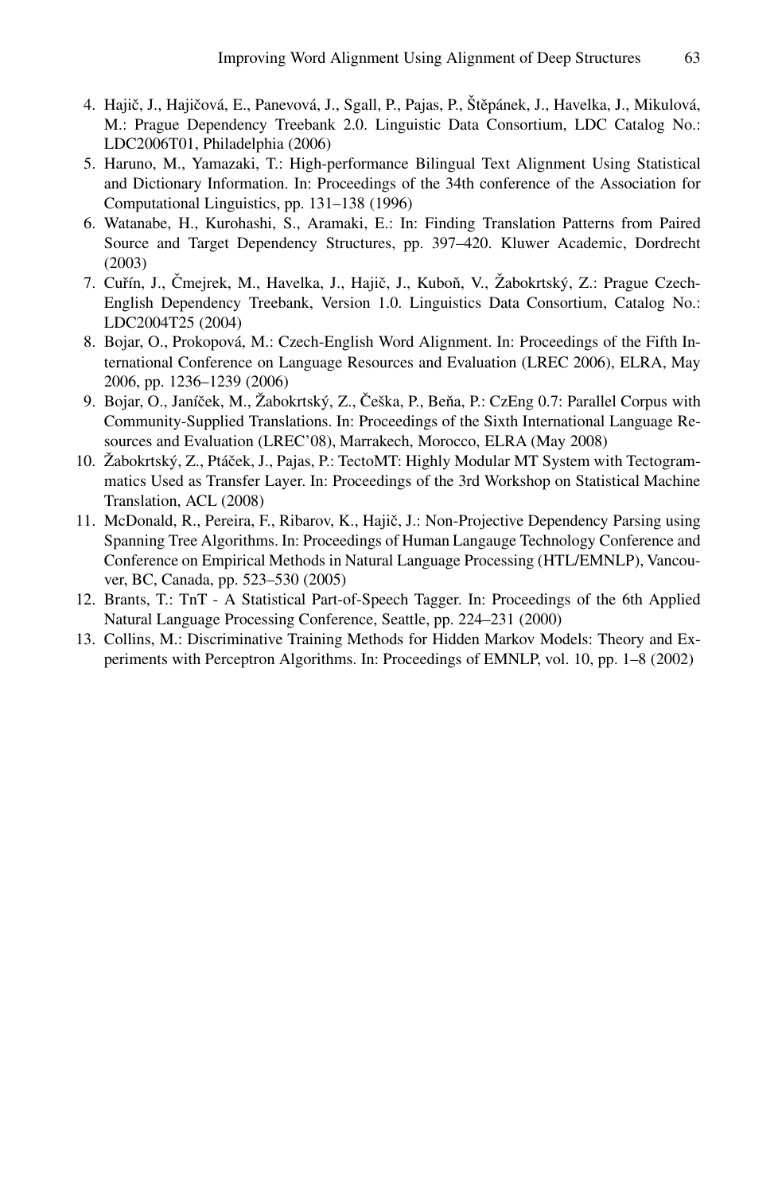4. Hajič, J., Hajičová, E., Panevová, J., Sgall, P., Pajas, P., Štěpánek, J., Havelka, J., Mikulová, M.: Prague Dependency Treebank 2.0. Linguistic Data Consortium, LDC Catalog No.: LDC2006T01, Philadelphia (2006)
5. Haruno, M., Yamazaki, T.: High-performance Bilingual Text Alignment Using Statistical and Dictionary Information. In: Proceedings of the 34th conference of the Association for Computational Linguistics, pp. 131–138 (1996)
6. Watanabe, H., Kurohashi, S., Aramaki, E.: In: Finding Translation Patterns from Paired Source and Target Dependency Structures, pp. 397–420. Kluwer Academic, Dordrecht (2003)
7. Cuřín, J., Čmejrek, M., Havelka, J., Hajič, J., Kuboň, V., Žabokrtský, Z.: Prague Czech-English Dependency Treebank, Version 1.0. Linguistics Data Consortium, Catalog No.: LDC2004T25 (2004)
8. Bojar, O., Prokopová, M.: Czech-English Word Alignment. In: Proceedings of the Fifth International Conference on Language Resources and Evaluation (LREC 2006), ELRA, May 2006, pp. 1236–1239 (2006)
9. Bojar, O., Janíček, M., Žabokrtský, Z., Češka, P., Beňa, P.: CzEng 0.7: Parallel Corpus with Community-Supplied Translations. In: Proceedings of the Sixth International Language Resources and Evaluation (LREC'08), Marrakech, Morocco, ELRA (May 2008)
10. Žabokrtský, Z., Ptáček, J., Pajas, P.: TectoMT: Highly Modular MT System with Tectogrammatics Used as Transfer Layer. In: Proceedings of the 3rd Workshop on Statistical Machine Translation, ACL (2008)
11. McDonald, R., Pereira, F., Ribarov, K., Hajič, J.: Non-Projective Dependency Parsing using Spanning Tree Algorithms. In: Proceedings of Human Langauge Technology Conference and Conference on Empirical Methods in Natural Language Processing (HTL/EMNLP), Vancouver, BC, Canada, pp. 523–530 (2005)
12. Brants, T.: TnT - A Statistical Part-of-Speech Tagger. In: Proceedings of the 6th Applied Natural Language Processing Conference, Seattle, pp. 224–231 (2000)
13. Collins, M.: Discriminative Training Methods for Hidden Markov Models: Theory and Experiments with Perceptron Algorithms. In: Proceedings of EMNLP, vol. 10, pp. 1–8 (2002)